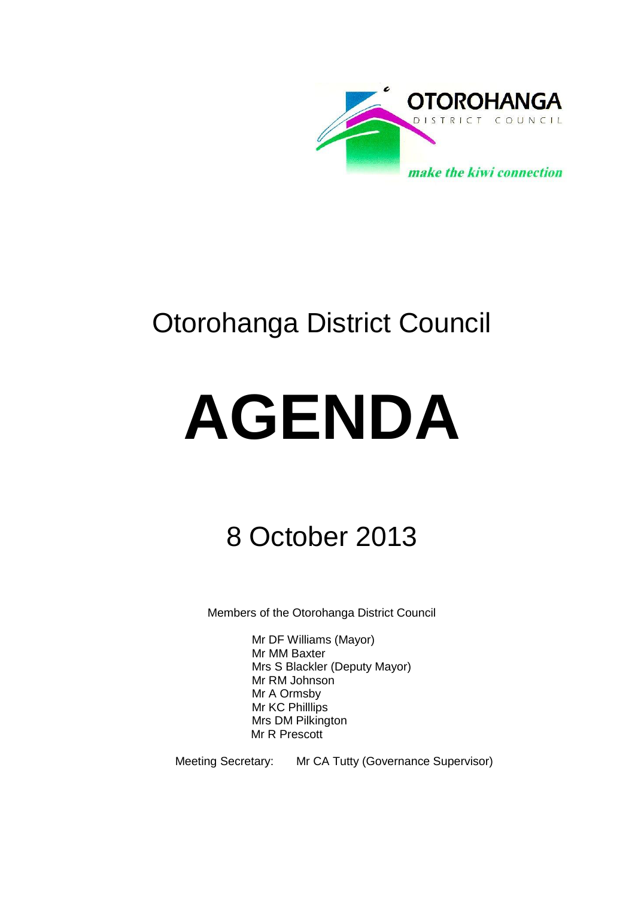OTOROHANGA
DISTRICT COUNCIL
*make the kiwi connection*

# Otorohanga District Council

# AGENDA

## 8 October 2013

Members of the Otorohanga District Council

Mr DF Williams (Mayor)
Mr MM Baxter
Mrs S Blackler (Deputy Mayor)
Mr RM Johnson
Mr A Ormsby
Mr KC Philllips
Mrs DM Pilkington
Mr R Prescott

Meeting Secretary: Mr CA Tutty (Governance Supervisor)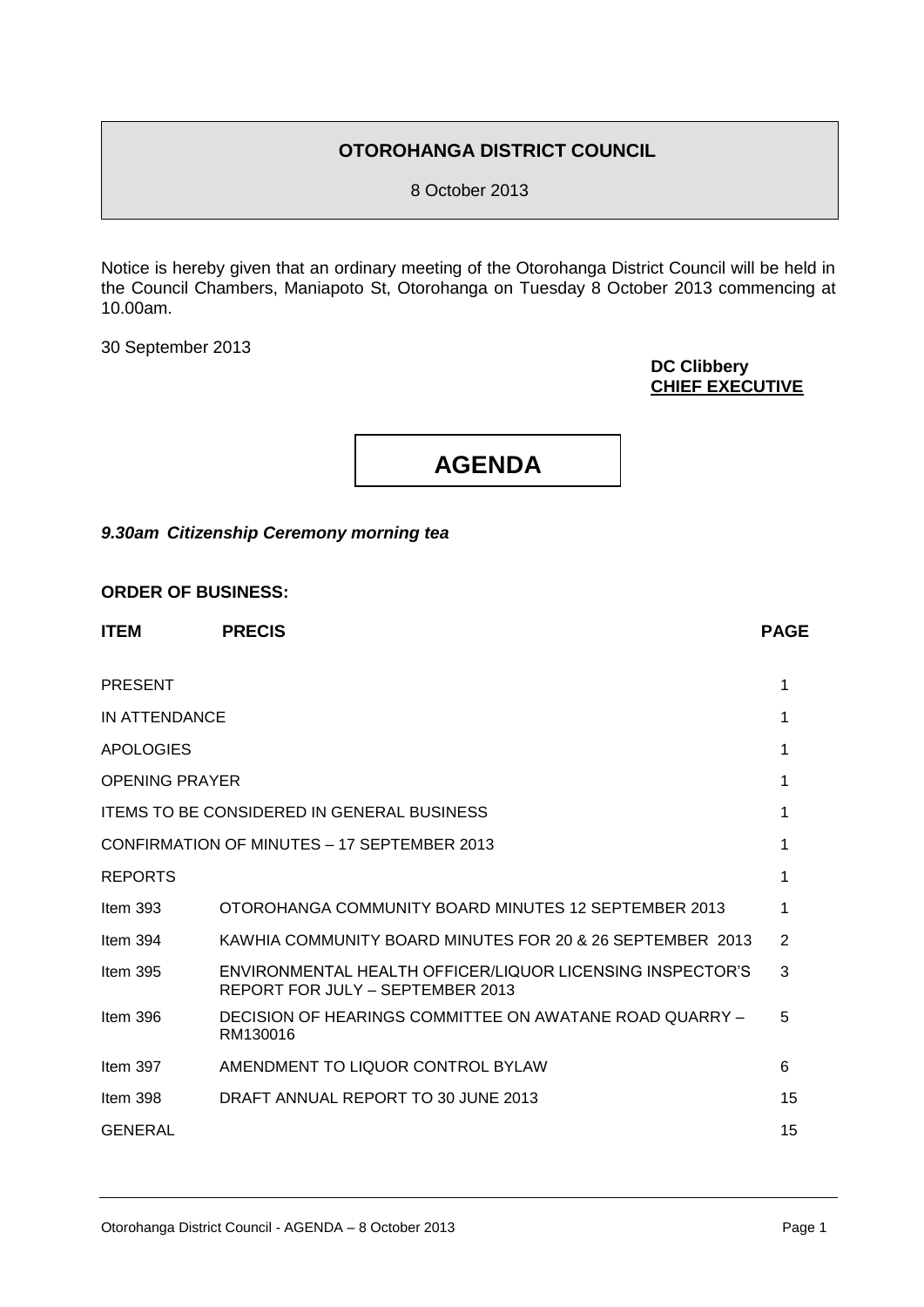# OTOROHANGA DISTRICT COUNCIL

8 October 2013

Notice is hereby given that an ordinary meeting of the Otorohanga District Council will be held in the Council Chambers, Maniapoto St, Otorohanga on Tuesday 8 October 2013 commencing at 10.00am.

30 September 2013

**DC Clibbery**
**CHIEF EXECUTIVE**

# AGENDA

***9.30am Citizenship Ceremony morning tea***

**ORDER OF BUSINESS:**

| ITEM | PRECIS | PAGE |
|---|---|---|
| PRESENT | | 1 |
| IN ATTENDANCE | | 1 |
| APOLOGIES | | 1 |
| OPENING PRAYER | | 1 |
| ITEMS TO BE CONSIDERED IN GENERAL BUSINESS | | 1 |
| CONFIRMATION OF MINUTES – 17 SEPTEMBER 2013 | | 1 |
| REPORTS | | 1 |
| Item 393 | OTOROHANGA COMMUNITY BOARD MINUTES 12 SEPTEMBER 2013 | 1 |
| Item 394 | KAWHIA COMMUNITY BOARD MINUTES FOR 20 & 26 SEPTEMBER 2013 | 2 |
| Item 395 | ENVIRONMENTAL HEALTH OFFICER/LIQUOR LICENSING INSPECTOR'S REPORT FOR JULY – SEPTEMBER 2013 | 3 |
| Item 396 | DECISION OF HEARINGS COMMITTEE ON AWATANE ROAD QUARRY – RM130016 | 5 |
| Item 397 | AMENDMENT TO LIQUOR CONTROL BYLAW | 6 |
| Item 398 | DRAFT ANNUAL REPORT TO 30 JUNE 2013 | 15 |
| GENERAL | | 15 |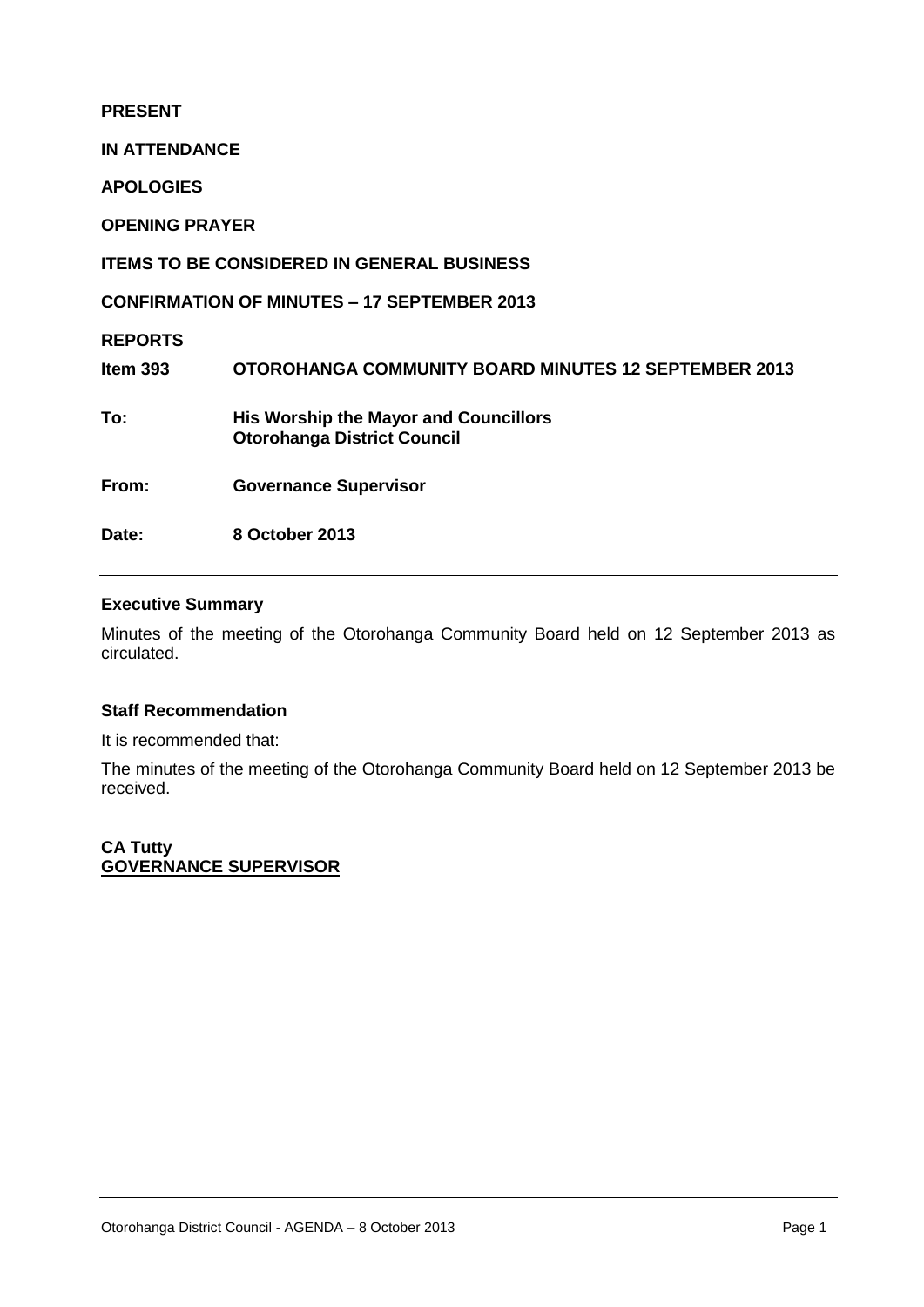**PRESENT**

**IN ATTENDANCE**

**APOLOGIES**

**OPENING PRAYER**

**ITEMS TO BE CONSIDERED IN GENERAL BUSINESS**

**CONFIRMATION OF MINUTES – 17 SEPTEMBER 2013**

**REPORTS**

| | |
|---|---|
| **Item 393** | **OTOROHANGA COMMUNITY BOARD MINUTES 12 SEPTEMBER 2013** |
| **To:** | **His Worship the Mayor and Councillors**<br>**Otorohanga District Council** |
| **From:** | **Governance Supervisor** |
| **Date:** | **8 October 2013** |

---

**Executive Summary**

Minutes of the meeting of the Otorohanga Community Board held on 12 September 2013 as circulated.

**Staff Recommendation**

It is recommended that:

The minutes of the meeting of the Otorohanga Community Board held on 12 September 2013 be received.

**CA Tutty**
**GOVERNANCE SUPERVISOR**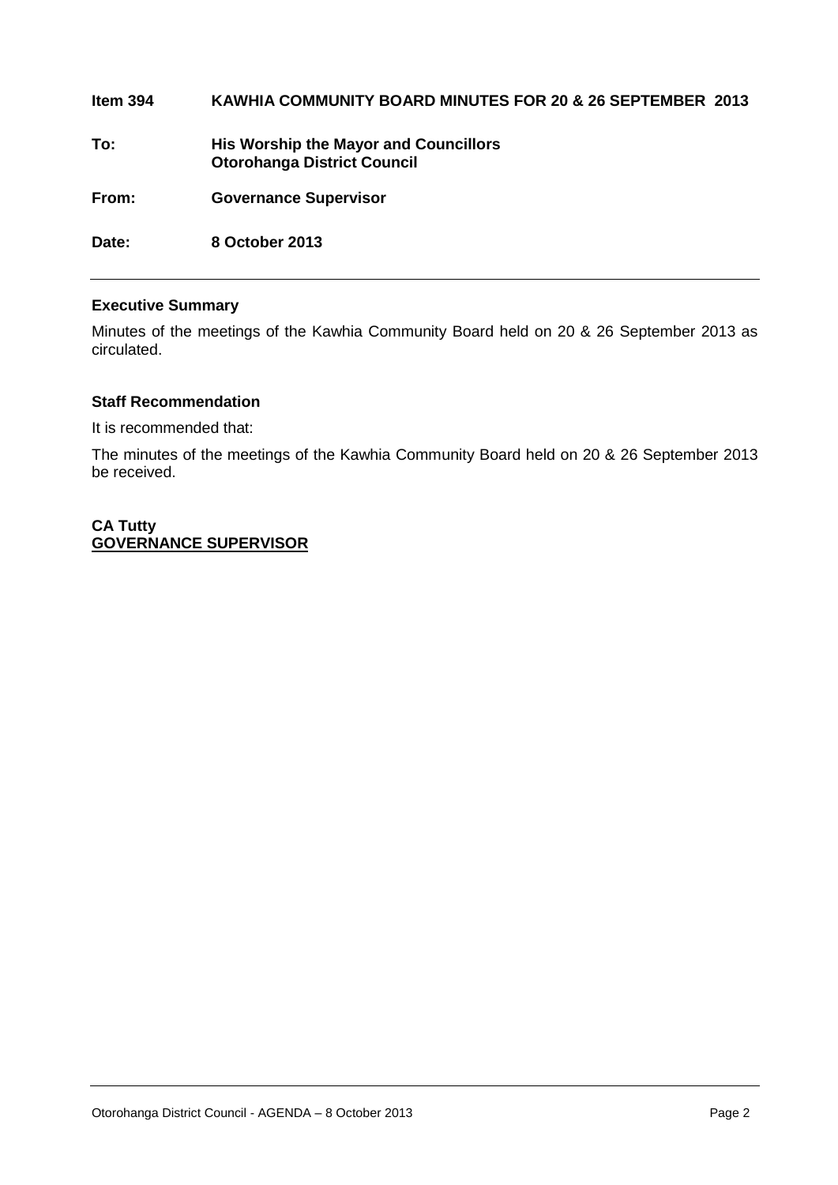**Item 394 KAWHIA COMMUNITY BOARD MINUTES FOR 20 & 26 SEPTEMBER 2013**

**To: His Worship the Mayor and Councillors**
**Otorohanga District Council**

**From: Governance Supervisor**

**Date: 8 October 2013**

---

## Executive Summary

Minutes of the meetings of the Kawhia Community Board held on 20 & 26 September 2013 as circulated.

## Staff Recommendation

It is recommended that:

The minutes of the meetings of the Kawhia Community Board held on 20 & 26 September 2013 be received.

**CA Tutty**
**GOVERNANCE SUPERVISOR**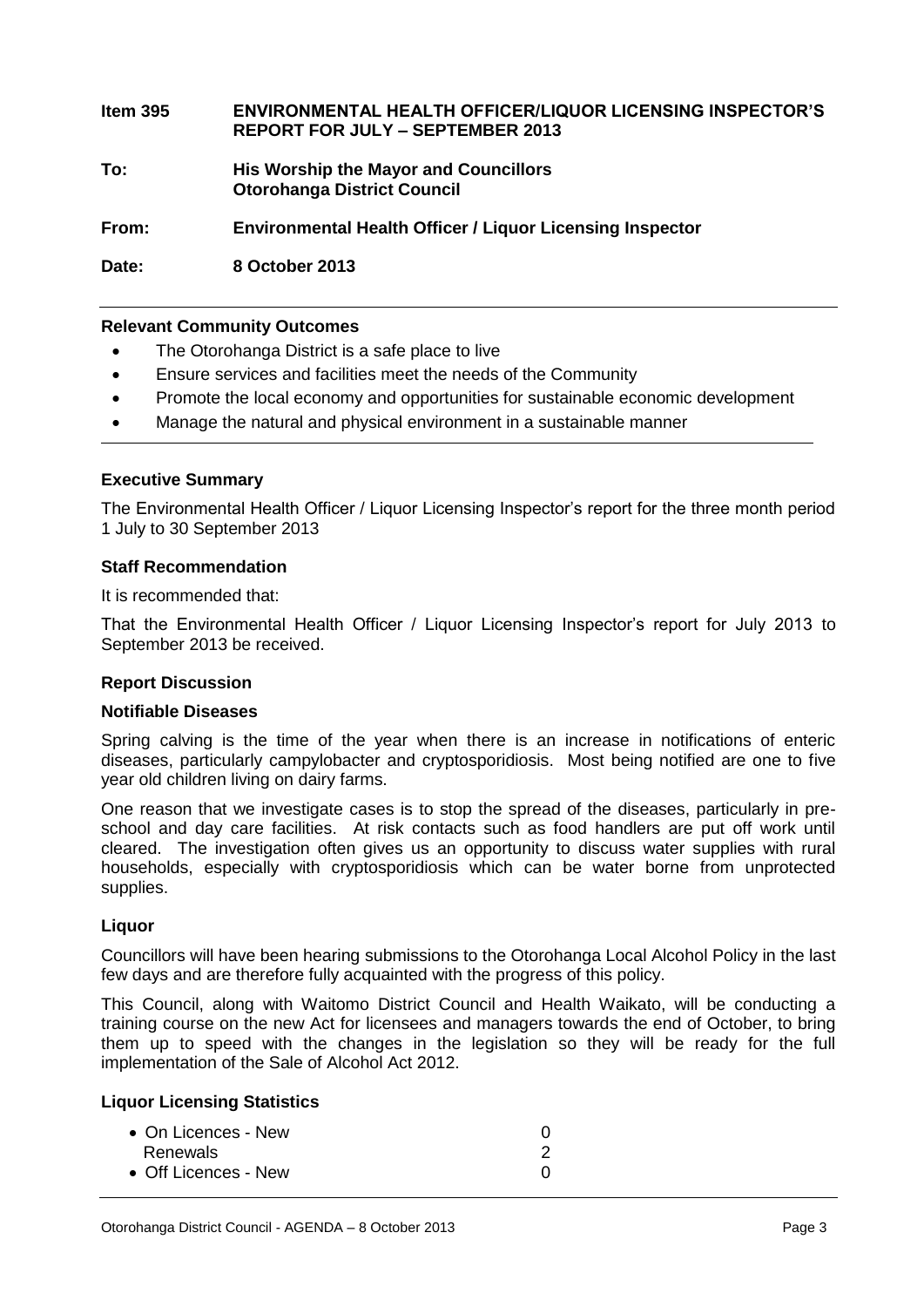| | |
|---|---|
| **Item 395** | **ENVIRONMENTAL HEALTH OFFICER/LIQUOR LICENSING INSPECTOR'S REPORT FOR JULY – SEPTEMBER 2013** |
| **To:** | **His Worship the Mayor and Councillors**<br>**Otorohanga District Council** |
| **From:** | **Environmental Health Officer / Liquor Licensing Inspector** |
| **Date:** | **8 October 2013** |

**Relevant Community Outcomes**

- The Otorohanga District is a safe place to live
- Ensure services and facilities meet the needs of the Community
- Promote the local economy and opportunities for sustainable economic development
- Manage the natural and physical environment in a sustainable manner

**Executive Summary**

The Environmental Health Officer / Liquor Licensing Inspector's report for the three month period 1 July to 30 September 2013

**Staff Recommendation**

It is recommended that:

That the Environmental Health Officer / Liquor Licensing Inspector's report for July 2013 to September 2013 be received.

**Report Discussion**

**Notifiable Diseases**

Spring calving is the time of the year when there is an increase in notifications of enteric diseases, particularly campylobacter and cryptosporidiosis. Most being notified are one to five year old children living on dairy farms.

One reason that we investigate cases is to stop the spread of the diseases, particularly in pre-school and day care facilities. At risk contacts such as food handlers are put off work until cleared. The investigation often gives us an opportunity to discuss water supplies with rural households, especially with cryptosporidiosis which can be water borne from unprotected supplies.

**Liquor**

Councillors will have been hearing submissions to the Otorohanga Local Alcohol Policy in the last few days and are therefore fully acquainted with the progress of this policy.

This Council, along with Waitomo District Council and Health Waikato, will be conducting a training course on the new Act for licensees and managers towards the end of October, to bring them up to speed with the changes in the legislation so they will be ready for the full implementation of the Sale of Alcohol Act 2012.

**Liquor Licensing Statistics**

| | |
|---|---|
| • On Licences - New | 0 |
| Renewals | 2 |
| • Off Licences - New | 0 |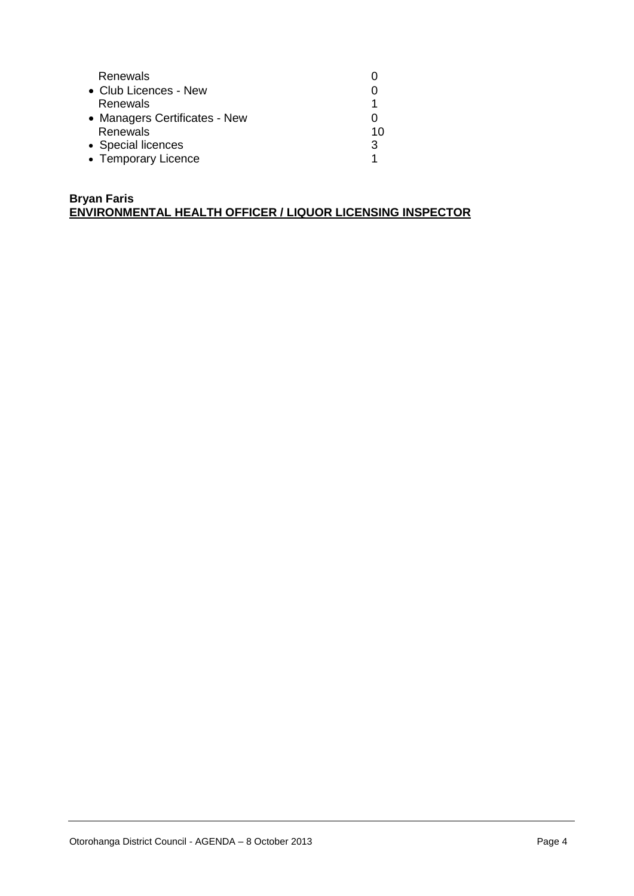Renewals 0

- Club Licences - New 0
  Renewals 1
- Managers Certificates - New 0
  Renewals 10
- Special licences 3
- Temporary Licence 1

**Bryan Faris**
**ENVIRONMENTAL HEALTH OFFICER / LIQUOR LICENSING INSPECTOR**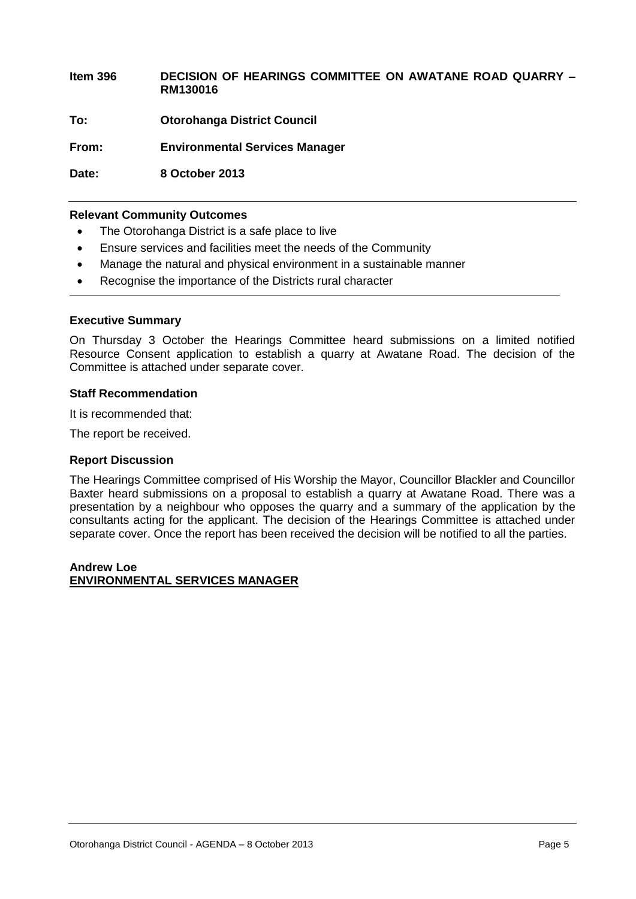**Item 396 DECISION OF HEARINGS COMMITTEE ON AWATANE ROAD QUARRY – RM130016**

**To:** **Otorohanga District Council**

**From:** **Environmental Services Manager**

**Date:** **8 October 2013**

---

**Relevant Community Outcomes**

- The Otorohanga District is a safe place to live
- Ensure services and facilities meet the needs of the Community
- Manage the natural and physical environment in a sustainable manner
- Recognise the importance of the Districts rural character

---

**Executive Summary**

On Thursday 3 October the Hearings Committee heard submissions on a limited notified Resource Consent application to establish a quarry at Awatane Road. The decision of the Committee is attached under separate cover.

**Staff Recommendation**

It is recommended that:

The report be received.

**Report Discussion**

The Hearings Committee comprised of His Worship the Mayor, Councillor Blackler and Councillor Baxter heard submissions on a proposal to establish a quarry at Awatane Road. There was a presentation by a neighbour who opposes the quarry and a summary of the application by the consultants acting for the applicant. The decision of the Hearings Committee is attached under separate cover. Once the report has been received the decision will be notified to all the parties.

**Andrew Loe**
**ENVIRONMENTAL SERVICES MANAGER**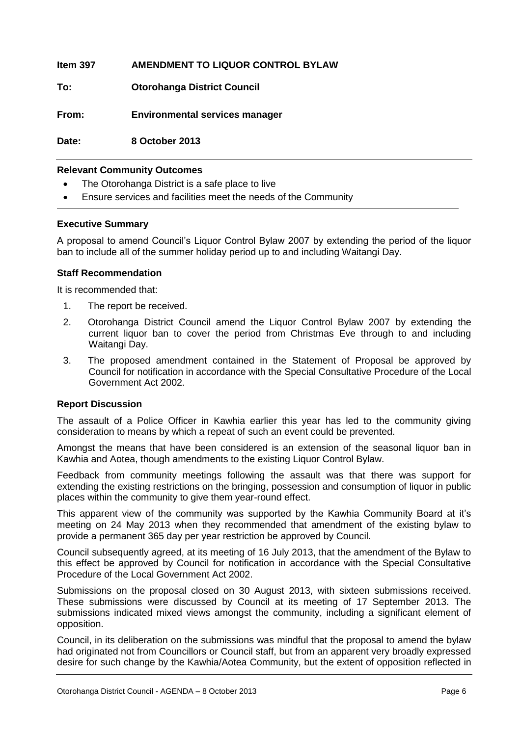**Item 397 AMENDMENT TO LIQUOR CONTROL BYLAW**

**To: Otorohanga District Council**

**From: Environmental services manager**

**Date: 8 October 2013**

**Relevant Community Outcomes**

- The Otorohanga District is a safe place to live
- Ensure services and facilities meet the needs of the Community

**Executive Summary**

A proposal to amend Council's Liquor Control Bylaw 2007 by extending the period of the liquor ban to include all of the summer holiday period up to and including Waitangi Day.

**Staff Recommendation**

It is recommended that:

1. The report be received.
2. Otorohanga District Council amend the Liquor Control Bylaw 2007 by extending the current liquor ban to cover the period from Christmas Eve through to and including Waitangi Day.
3. The proposed amendment contained in the Statement of Proposal be approved by Council for notification in accordance with the Special Consultative Procedure of the Local Government Act 2002.

**Report Discussion**

The assault of a Police Officer in Kawhia earlier this year has led to the community giving consideration to means by which a repeat of such an event could be prevented.

Amongst the means that have been considered is an extension of the seasonal liquor ban in Kawhia and Aotea, though amendments to the existing Liquor Control Bylaw.

Feedback from community meetings following the assault was that there was support for extending the existing restrictions on the bringing, possession and consumption of liquor in public places within the community to give them year-round effect.

This apparent view of the community was supported by the Kawhia Community Board at it's meeting on 24 May 2013 when they recommended that amendment of the existing bylaw to provide a permanent 365 day per year restriction be approved by Council.

Council subsequently agreed, at its meeting of 16 July 2013, that the amendment of the Bylaw to this effect be approved by Council for notification in accordance with the Special Consultative Procedure of the Local Government Act 2002.

Submissions on the proposal closed on 30 August 2013, with sixteen submissions received. These submissions were discussed by Council at its meeting of 17 September 2013. The submissions indicated mixed views amongst the community, including a significant element of opposition.

Council, in its deliberation on the submissions was mindful that the proposal to amend the bylaw had originated not from Councillors or Council staff, but from an apparent very broadly expressed desire for such change by the Kawhia/Aotea Community, but the extent of opposition reflected in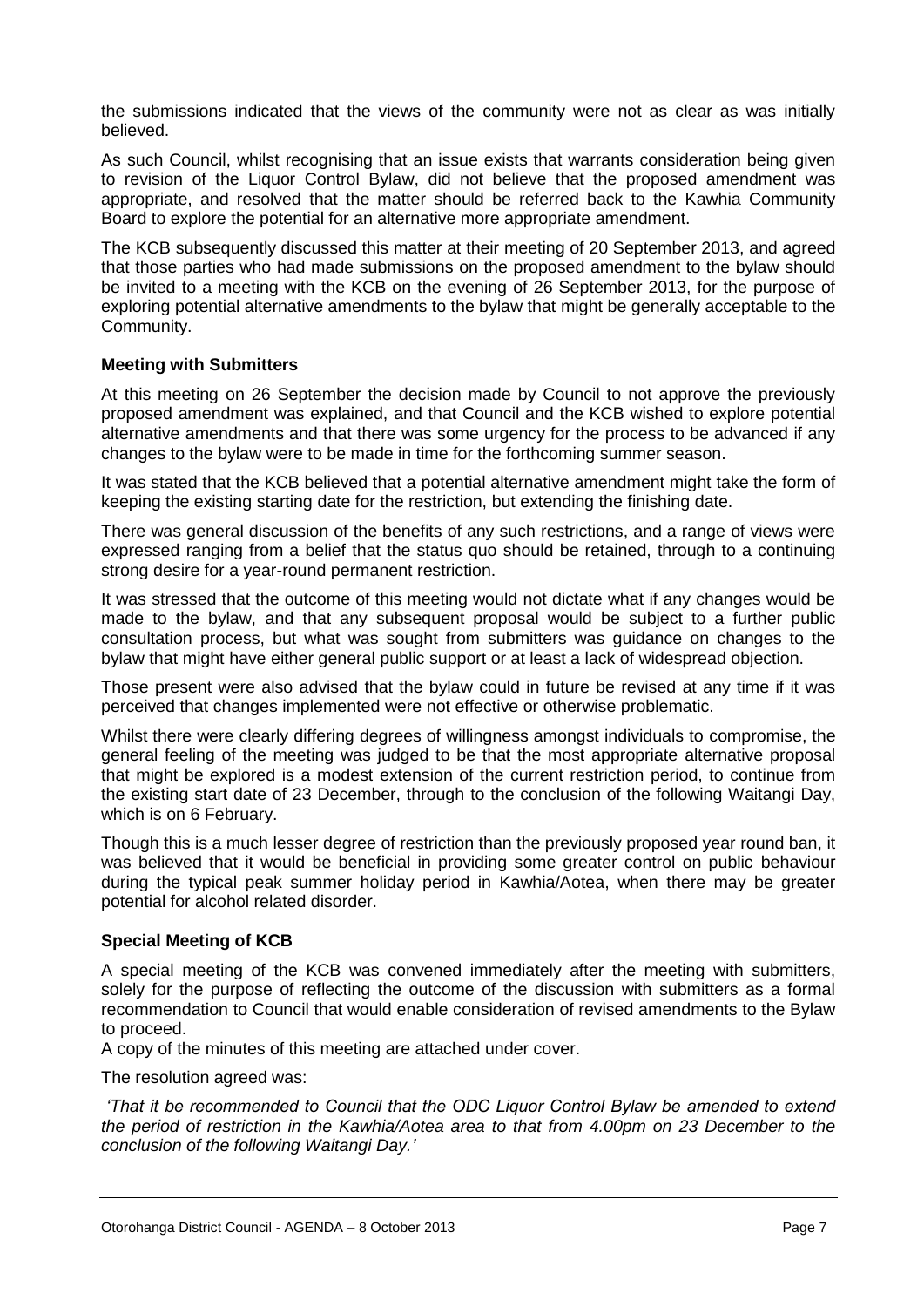the submissions indicated that the views of the community were not as clear as was initially believed.

As such Council, whilst recognising that an issue exists that warrants consideration being given to revision of the Liquor Control Bylaw, did not believe that the proposed amendment was appropriate, and resolved that the matter should be referred back to the Kawhia Community Board to explore the potential for an alternative more appropriate amendment.

The KCB subsequently discussed this matter at their meeting of 20 September 2013, and agreed that those parties who had made submissions on the proposed amendment to the bylaw should be invited to a meeting with the KCB on the evening of 26 September 2013, for the purpose of exploring potential alternative amendments to the bylaw that might be generally acceptable to the Community.

**Meeting with Submitters**

At this meeting on 26 September the decision made by Council to not approve the previously proposed amendment was explained, and that Council and the KCB wished to explore potential alternative amendments and that there was some urgency for the process to be advanced if any changes to the bylaw were to be made in time for the forthcoming summer season.

It was stated that the KCB believed that a potential alternative amendment might take the form of keeping the existing starting date for the restriction, but extending the finishing date.

There was general discussion of the benefits of any such restrictions, and a range of views were expressed ranging from a belief that the status quo should be retained, through to a continuing strong desire for a year-round permanent restriction.

It was stressed that the outcome of this meeting would not dictate what if any changes would be made to the bylaw, and that any subsequent proposal would be subject to a further public consultation process, but what was sought from submitters was guidance on changes to the bylaw that might have either general public support or at least a lack of widespread objection.

Those present were also advised that the bylaw could in future be revised at any time if it was perceived that changes implemented were not effective or otherwise problematic.

Whilst there were clearly differing degrees of willingness amongst individuals to compromise, the general feeling of the meeting was judged to be that the most appropriate alternative proposal that might be explored is a modest extension of the current restriction period, to continue from the existing start date of 23 December, through to the conclusion of the following Waitangi Day, which is on 6 February.

Though this is a much lesser degree of restriction than the previously proposed year round ban, it was believed that it would be beneficial in providing some greater control on public behaviour during the typical peak summer holiday period in Kawhia/Aotea, when there may be greater potential for alcohol related disorder.

**Special Meeting of KCB**

A special meeting of the KCB was convened immediately after the meeting with submitters, solely for the purpose of reflecting the outcome of the discussion with submitters as a formal recommendation to Council that would enable consideration of revised amendments to the Bylaw to proceed.

A copy of the minutes of this meeting are attached under cover.

The resolution agreed was:

*'That it be recommended to Council that the ODC Liquor Control Bylaw be amended to extend the period of restriction in the Kawhia/Aotea area to that from 4.00pm on 23 December to the conclusion of the following Waitangi Day.'*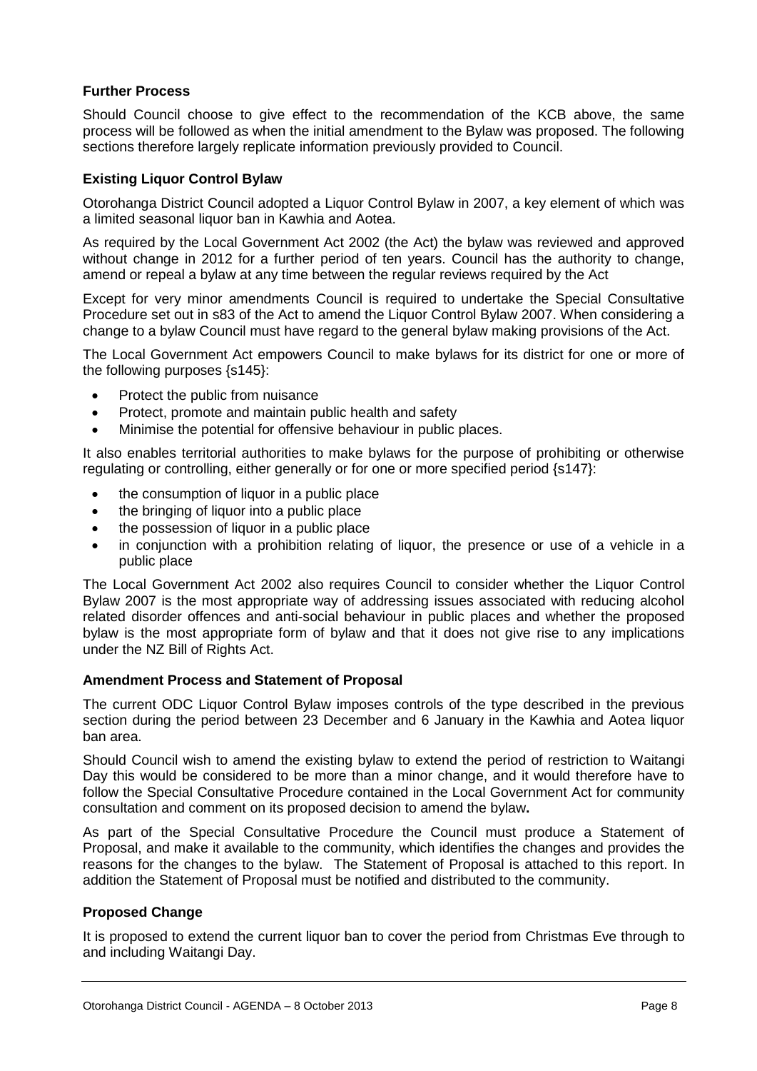**Further Process**

Should Council choose to give effect to the recommendation of the KCB above, the same process will be followed as when the initial amendment to the Bylaw was proposed. The following sections therefore largely replicate information previously provided to Council.

**Existing Liquor Control Bylaw**

Otorohanga District Council adopted a Liquor Control Bylaw in 2007, a key element of which was a limited seasonal liquor ban in Kawhia and Aotea.

As required by the Local Government Act 2002 (the Act) the bylaw was reviewed and approved without change in 2012 for a further period of ten years. Council has the authority to change, amend or repeal a bylaw at any time between the regular reviews required by the Act

Except for very minor amendments Council is required to undertake the Special Consultative Procedure set out in s83 of the Act to amend the Liquor Control Bylaw 2007. When considering a change to a bylaw Council must have regard to the general bylaw making provisions of the Act.

The Local Government Act empowers Council to make bylaws for its district for one or more of the following purposes {s145}:

- Protect the public from nuisance
- Protect, promote and maintain public health and safety
- Minimise the potential for offensive behaviour in public places.

It also enables territorial authorities to make bylaws for the purpose of prohibiting or otherwise regulating or controlling, either generally or for one or more specified period {s147}:

- the consumption of liquor in a public place
- the bringing of liquor into a public place
- the possession of liquor in a public place
- in conjunction with a prohibition relating of liquor, the presence or use of a vehicle in a public place

The Local Government Act 2002 also requires Council to consider whether the Liquor Control Bylaw 2007 is the most appropriate way of addressing issues associated with reducing alcohol related disorder offences and anti-social behaviour in public places and whether the proposed bylaw is the most appropriate form of bylaw and that it does not give rise to any implications under the NZ Bill of Rights Act.

**Amendment Process and Statement of Proposal**

The current ODC Liquor Control Bylaw imposes controls of the type described in the previous section during the period between 23 December and 6 January in the Kawhia and Aotea liquor ban area.

Should Council wish to amend the existing bylaw to extend the period of restriction to Waitangi Day this would be considered to be more than a minor change, and it would therefore have to follow the Special Consultative Procedure contained in the Local Government Act for community consultation and comment on its proposed decision to amend the bylaw**.**

As part of the Special Consultative Procedure the Council must produce a Statement of Proposal, and make it available to the community, which identifies the changes and provides the reasons for the changes to the bylaw. The Statement of Proposal is attached to this report. In addition the Statement of Proposal must be notified and distributed to the community.

**Proposed Change**

It is proposed to extend the current liquor ban to cover the period from Christmas Eve through to and including Waitangi Day.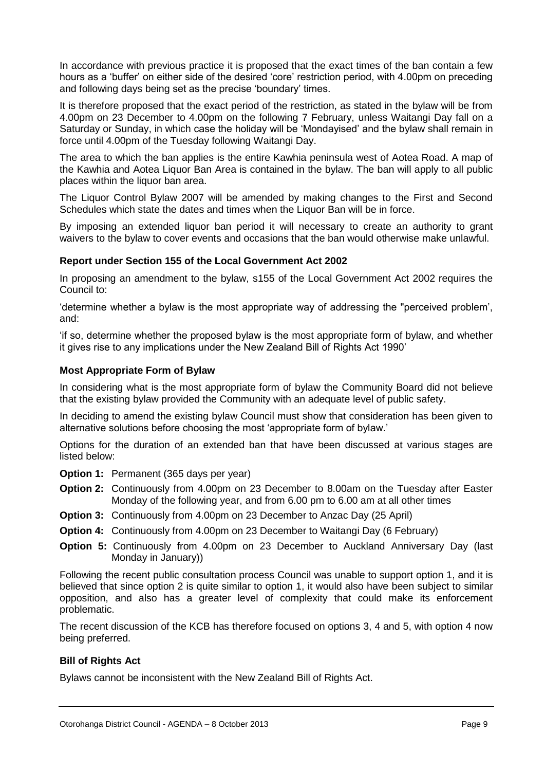In accordance with previous practice it is proposed that the exact times of the ban contain a few hours as a 'buffer' on either side of the desired 'core' restriction period, with 4.00pm on preceding and following days being set as the precise 'boundary' times.

It is therefore proposed that the exact period of the restriction, as stated in the bylaw will be from 4.00pm on 23 December to 4.00pm on the following 7 February, unless Waitangi Day fall on a Saturday or Sunday, in which case the holiday will be 'Mondayised' and the bylaw shall remain in force until 4.00pm of the Tuesday following Waitangi Day.

The area to which the ban applies is the entire Kawhia peninsula west of Aotea Road. A map of the Kawhia and Aotea Liquor Ban Area is contained in the bylaw. The ban will apply to all public places within the liquor ban area.

The Liquor Control Bylaw 2007 will be amended by making changes to the First and Second Schedules which state the dates and times when the Liquor Ban will be in force.

By imposing an extended liquor ban period it will necessary to create an authority to grant waivers to the bylaw to cover events and occasions that the ban would otherwise make unlawful.

**Report under Section 155 of the Local Government Act 2002**

In proposing an amendment to the bylaw, s155 of the Local Government Act 2002 requires the Council to:

'determine whether a bylaw is the most appropriate way of addressing the "perceived problem', and:

'if so, determine whether the proposed bylaw is the most appropriate form of bylaw, and whether it gives rise to any implications under the New Zealand Bill of Rights Act 1990'

**Most Appropriate Form of Bylaw**

In considering what is the most appropriate form of bylaw the Community Board did not believe that the existing bylaw provided the Community with an adequate level of public safety.

In deciding to amend the existing bylaw Council must show that consideration has been given to alternative solutions before choosing the most 'appropriate form of bylaw.'

Options for the duration of an extended ban that have been discussed at various stages are listed below:

- **Option 1:** Permanent (365 days per year)
- **Option 2:** Continuously from 4.00pm on 23 December to 8.00am on the Tuesday after Easter Monday of the following year, and from 6.00 pm to 6.00 am at all other times
- **Option 3:** Continuously from 4.00pm on 23 December to Anzac Day (25 April)
- **Option 4:** Continuously from 4.00pm on 23 December to Waitangi Day (6 February)
- **Option 5:** Continuously from 4.00pm on 23 December to Auckland Anniversary Day (last Monday in January))

Following the recent public consultation process Council was unable to support option 1, and it is believed that since option 2 is quite similar to option 1, it would also have been subject to similar opposition, and also has a greater level of complexity that could make its enforcement problematic.

The recent discussion of the KCB has therefore focused on options 3, 4 and 5, with option 4 now being preferred.

**Bill of Rights Act**

Bylaws cannot be inconsistent with the New Zealand Bill of Rights Act.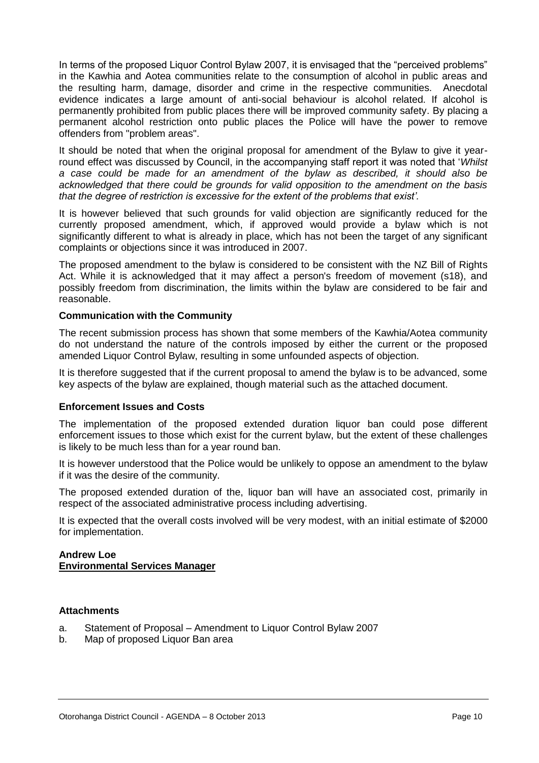In terms of the proposed Liquor Control Bylaw 2007, it is envisaged that the "perceived problems" in the Kawhia and Aotea communities relate to the consumption of alcohol in public areas and the resulting harm, damage, disorder and crime in the respective communities. Anecdotal evidence indicates a large amount of anti-social behaviour is alcohol related. If alcohol is permanently prohibited from public places there will be improved community safety. By placing a permanent alcohol restriction onto public places the Police will have the power to remove offenders from "problem areas".

It should be noted that when the original proposal for amendment of the Bylaw to give it year-round effect was discussed by Council, in the accompanying staff report it was noted that '*Whilst a case could be made for an amendment of the bylaw as described, it should also be acknowledged that there could be grounds for valid opposition to the amendment on the basis that the degree of restriction is excessive for the extent of the problems that exist'.*

It is however believed that such grounds for valid objection are significantly reduced for the currently proposed amendment, which, if approved would provide a bylaw which is not significantly different to what is already in place, which has not been the target of any significant complaints or objections since it was introduced in 2007.

The proposed amendment to the bylaw is considered to be consistent with the NZ Bill of Rights Act. While it is acknowledged that it may affect a person's freedom of movement (s18), and possibly freedom from discrimination, the limits within the bylaw are considered to be fair and reasonable.

**Communication with the Community**

The recent submission process has shown that some members of the Kawhia/Aotea community do not understand the nature of the controls imposed by either the current or the proposed amended Liquor Control Bylaw, resulting in some unfounded aspects of objection.

It is therefore suggested that if the current proposal to amend the bylaw is to be advanced, some key aspects of the bylaw are explained, though material such as the attached document.

**Enforcement Issues and Costs**

The implementation of the proposed extended duration liquor ban could pose different enforcement issues to those which exist for the current bylaw, but the extent of these challenges is likely to be much less than for a year round ban.

It is however understood that the Police would be unlikely to oppose an amendment to the bylaw if it was the desire of the community.

The proposed extended duration of the, liquor ban will have an associated cost, primarily in respect of the associated administrative process including advertising.

It is expected that the overall costs involved will be very modest, with an initial estimate of $2000 for implementation.

**Andrew Loe**
**Environmental Services Manager**

**Attachments**

a. Statement of Proposal – Amendment to Liquor Control Bylaw 2007
b. Map of proposed Liquor Ban area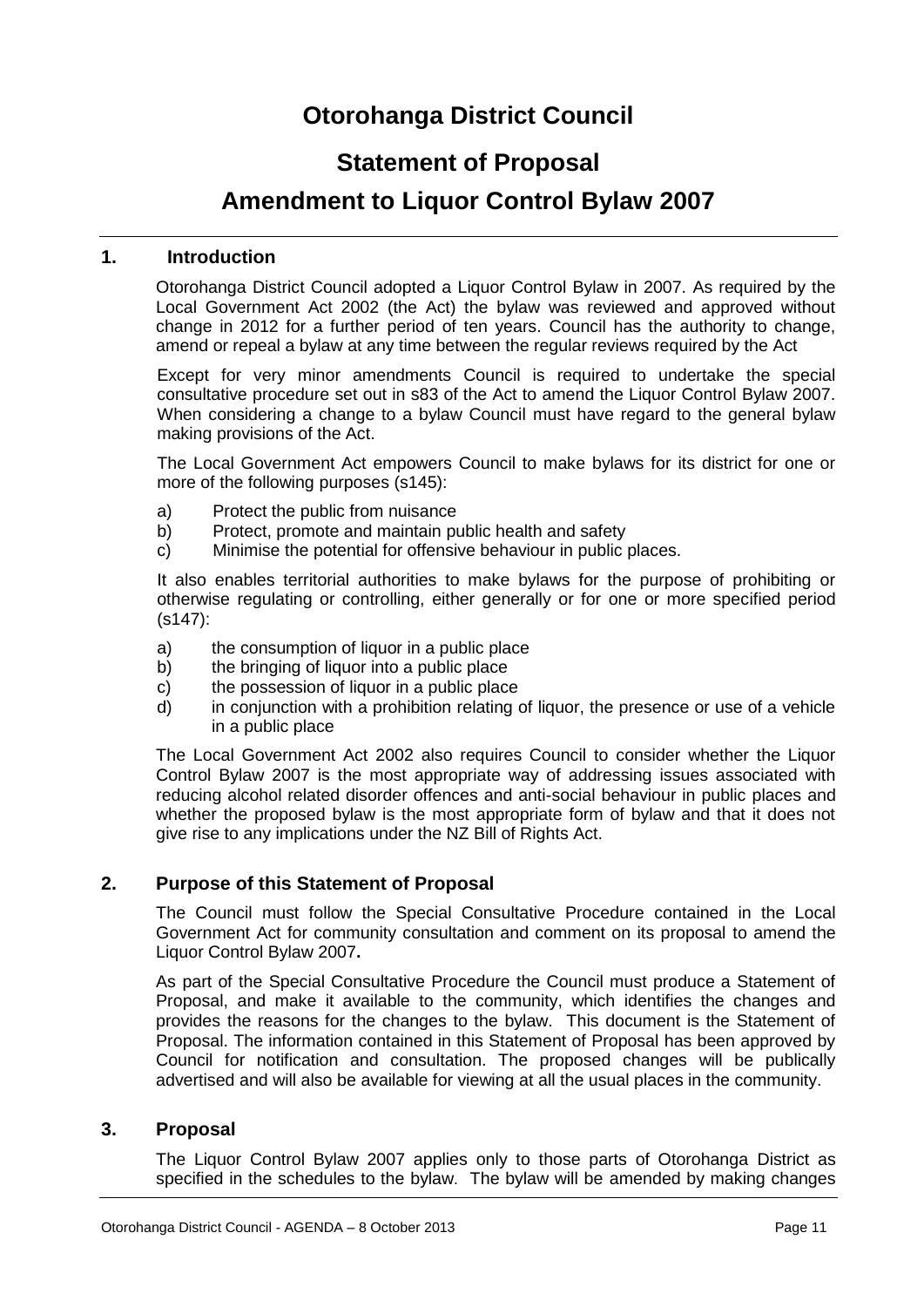# Otorohanga District Council

## Statement of Proposal

## Amendment to Liquor Control Bylaw 2007

### 1. Introduction

Otorohanga District Council adopted a Liquor Control Bylaw in 2007. As required by the Local Government Act 2002 (the Act) the bylaw was reviewed and approved without change in 2012 for a further period of ten years. Council has the authority to change, amend or repeal a bylaw at any time between the regular reviews required by the Act

Except for very minor amendments Council is required to undertake the special consultative procedure set out in s83 of the Act to amend the Liquor Control Bylaw 2007. When considering a change to a bylaw Council must have regard to the general bylaw making provisions of the Act.

The Local Government Act empowers Council to make bylaws for its district for one or more of the following purposes (s145):

a) Protect the public from nuisance
b) Protect, promote and maintain public health and safety
c) Minimise the potential for offensive behaviour in public places.

It also enables territorial authorities to make bylaws for the purpose of prohibiting or otherwise regulating or controlling, either generally or for one or more specified period (s147):

a) the consumption of liquor in a public place
b) the bringing of liquor into a public place
c) the possession of liquor in a public place
d) in conjunction with a prohibition relating of liquor, the presence or use of a vehicle in a public place

The Local Government Act 2002 also requires Council to consider whether the Liquor Control Bylaw 2007 is the most appropriate way of addressing issues associated with reducing alcohol related disorder offences and anti-social behaviour in public places and whether the proposed bylaw is the most appropriate form of bylaw and that it does not give rise to any implications under the NZ Bill of Rights Act.

### 2. Purpose of this Statement of Proposal

The Council must follow the Special Consultative Procedure contained in the Local Government Act for community consultation and comment on its proposal to amend the Liquor Control Bylaw 2007**.**

As part of the Special Consultative Procedure the Council must produce a Statement of Proposal, and make it available to the community, which identifies the changes and provides the reasons for the changes to the bylaw. This document is the Statement of Proposal. The information contained in this Statement of Proposal has been approved by Council for notification and consultation. The proposed changes will be publically advertised and will also be available for viewing at all the usual places in the community.

### 3. Proposal

The Liquor Control Bylaw 2007 applies only to those parts of Otorohanga District as specified in the schedules to the bylaw. The bylaw will be amended by making changes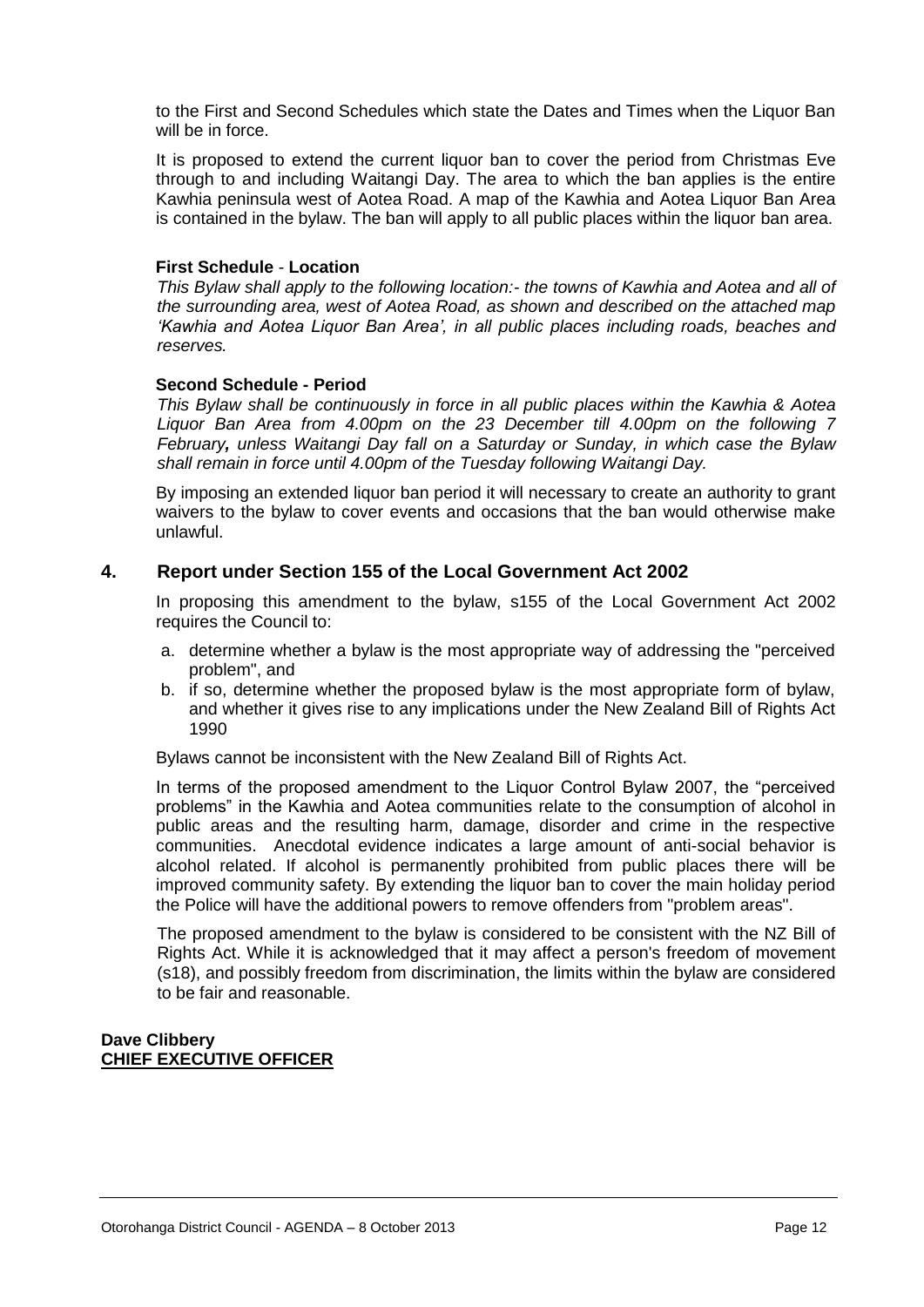to the First and Second Schedules which state the Dates and Times when the Liquor Ban will be in force.

It is proposed to extend the current liquor ban to cover the period from Christmas Eve through to and including Waitangi Day. The area to which the ban applies is the entire Kawhia peninsula west of Aotea Road. A map of the Kawhia and Aotea Liquor Ban Area is contained in the bylaw. The ban will apply to all public places within the liquor ban area.

**First Schedule** - **Location**

*This Bylaw shall apply to the following location:- the towns of Kawhia and Aotea and all of the surrounding area, west of Aotea Road, as shown and described on the attached map 'Kawhia and Aotea Liquor Ban Area', in all public places including roads, beaches and reserves.*

**Second Schedule - Period**

*This Bylaw shall be continuously in force in all public places within the Kawhia & Aotea Liquor Ban Area from 4.00pm on the 23 December till 4.00pm on the following 7 February**,** unless Waitangi Day fall on a Saturday or Sunday, in which case the Bylaw shall remain in force until 4.00pm of the Tuesday following Waitangi Day.*

By imposing an extended liquor ban period it will necessary to create an authority to grant waivers to the bylaw to cover events and occasions that the ban would otherwise make unlawful.

## 4. Report under Section 155 of the Local Government Act 2002

In proposing this amendment to the bylaw, s155 of the Local Government Act 2002 requires the Council to:

a. determine whether a bylaw is the most appropriate way of addressing the "perceived problem", and
b. if so, determine whether the proposed bylaw is the most appropriate form of bylaw, and whether it gives rise to any implications under the New Zealand Bill of Rights Act 1990

Bylaws cannot be inconsistent with the New Zealand Bill of Rights Act.

In terms of the proposed amendment to the Liquor Control Bylaw 2007, the "perceived problems" in the Kawhia and Aotea communities relate to the consumption of alcohol in public areas and the resulting harm, damage, disorder and crime in the respective communities. Anecdotal evidence indicates a large amount of anti-social behavior is alcohol related. If alcohol is permanently prohibited from public places there will be improved community safety. By extending the liquor ban to cover the main holiday period the Police will have the additional powers to remove offenders from "problem areas".

The proposed amendment to the bylaw is considered to be consistent with the NZ Bill of Rights Act. While it is acknowledged that it may affect a person's freedom of movement (s18), and possibly freedom from discrimination, the limits within the bylaw are considered to be fair and reasonable.

**Dave Clibbery**
**CHIEF EXECUTIVE OFFICER**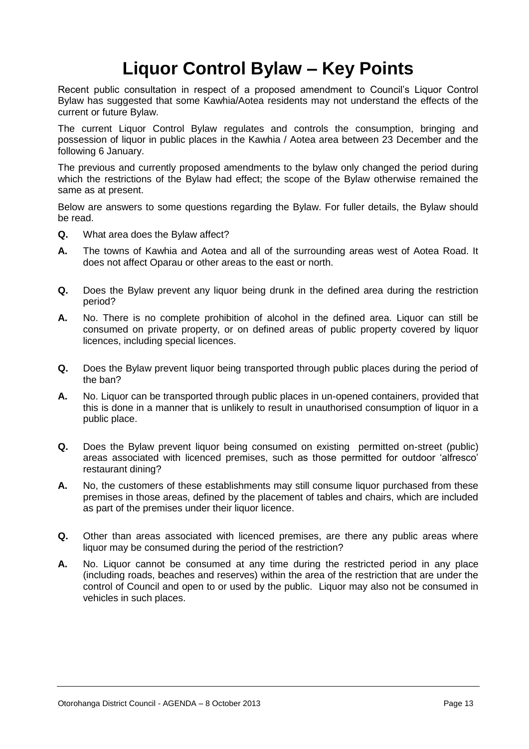# Liquor Control Bylaw – Key Points

Recent public consultation in respect of a proposed amendment to Council's Liquor Control Bylaw has suggested that some Kawhia/Aotea residents may not understand the effects of the current or future Bylaw.

The current Liquor Control Bylaw regulates and controls the consumption, bringing and possession of liquor in public places in the Kawhia / Aotea area between 23 December and the following 6 January.

The previous and currently proposed amendments to the bylaw only changed the period during which the restrictions of the Bylaw had effect; the scope of the Bylaw otherwise remained the same as at present.

Below are answers to some questions regarding the Bylaw. For fuller details, the Bylaw should be read.

**Q.** What area does the Bylaw affect?

**A.** The towns of Kawhia and Aotea and all of the surrounding areas west of Aotea Road. It does not affect Oparau or other areas to the east or north.

**Q.** Does the Bylaw prevent any liquor being drunk in the defined area during the restriction period?

**A.** No. There is no complete prohibition of alcohol in the defined area. Liquor can still be consumed on private property, or on defined areas of public property covered by liquor licences, including special licences.

**Q.** Does the Bylaw prevent liquor being transported through public places during the period of the ban?

**A.** No. Liquor can be transported through public places in un-opened containers, provided that this is done in a manner that is unlikely to result in unauthorised consumption of liquor in a public place.

**Q.** Does the Bylaw prevent liquor being consumed on existing permitted on-street (public) areas associated with licenced premises, such as those permitted for outdoor 'alfresco' restaurant dining?

**A.** No, the customers of these establishments may still consume liquor purchased from these premises in those areas, defined by the placement of tables and chairs, which are included as part of the premises under their liquor licence.

**Q.** Other than areas associated with licenced premises, are there any public areas where liquor may be consumed during the period of the restriction?

**A.** No. Liquor cannot be consumed at any time during the restricted period in any place (including roads, beaches and reserves) within the area of the restriction that are under the control of Council and open to or used by the public. Liquor may also not be consumed in vehicles in such places.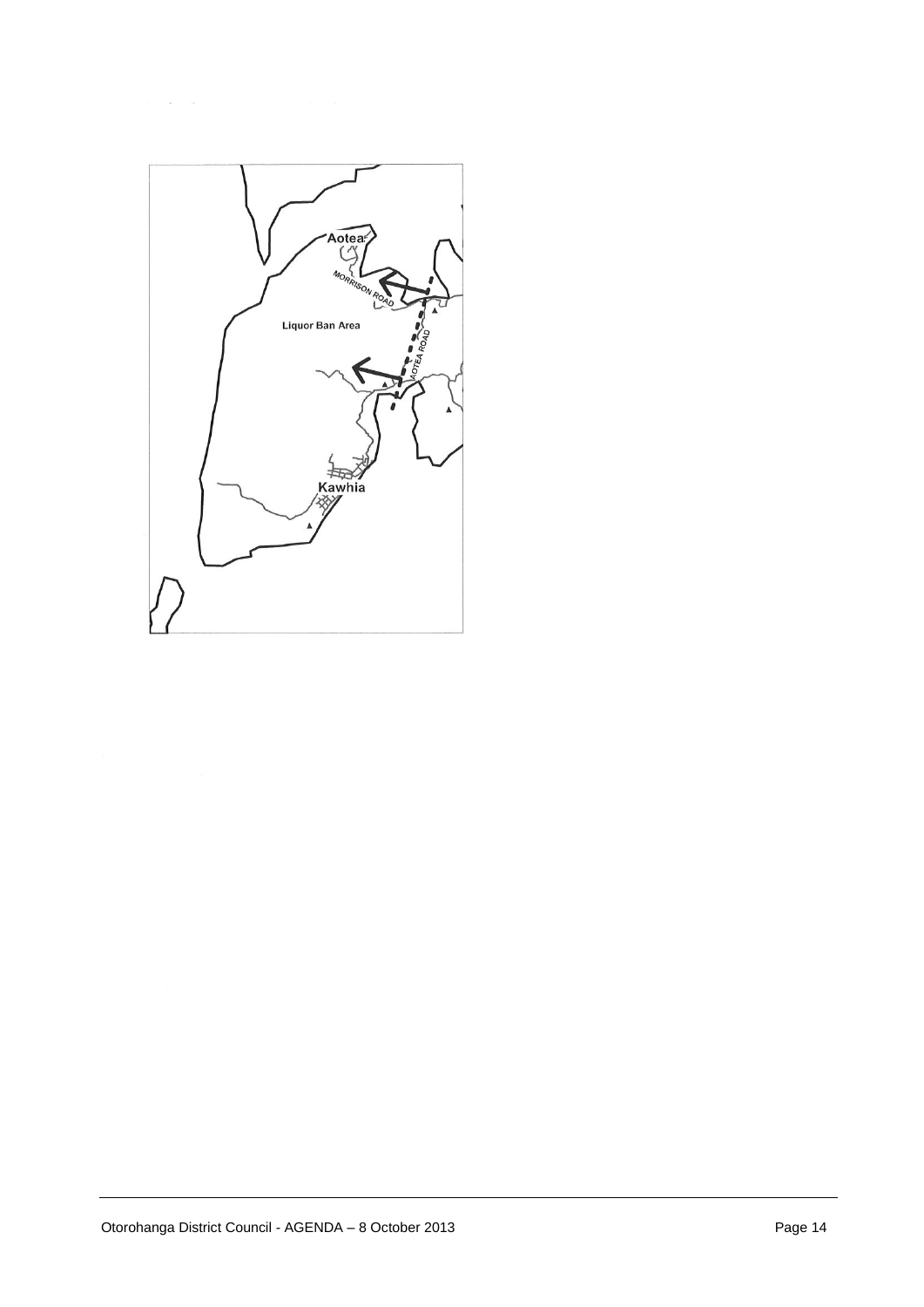Aotea

MORRISON ROAD

Liquor Ban Area

AOTEA ROAD

Kawhia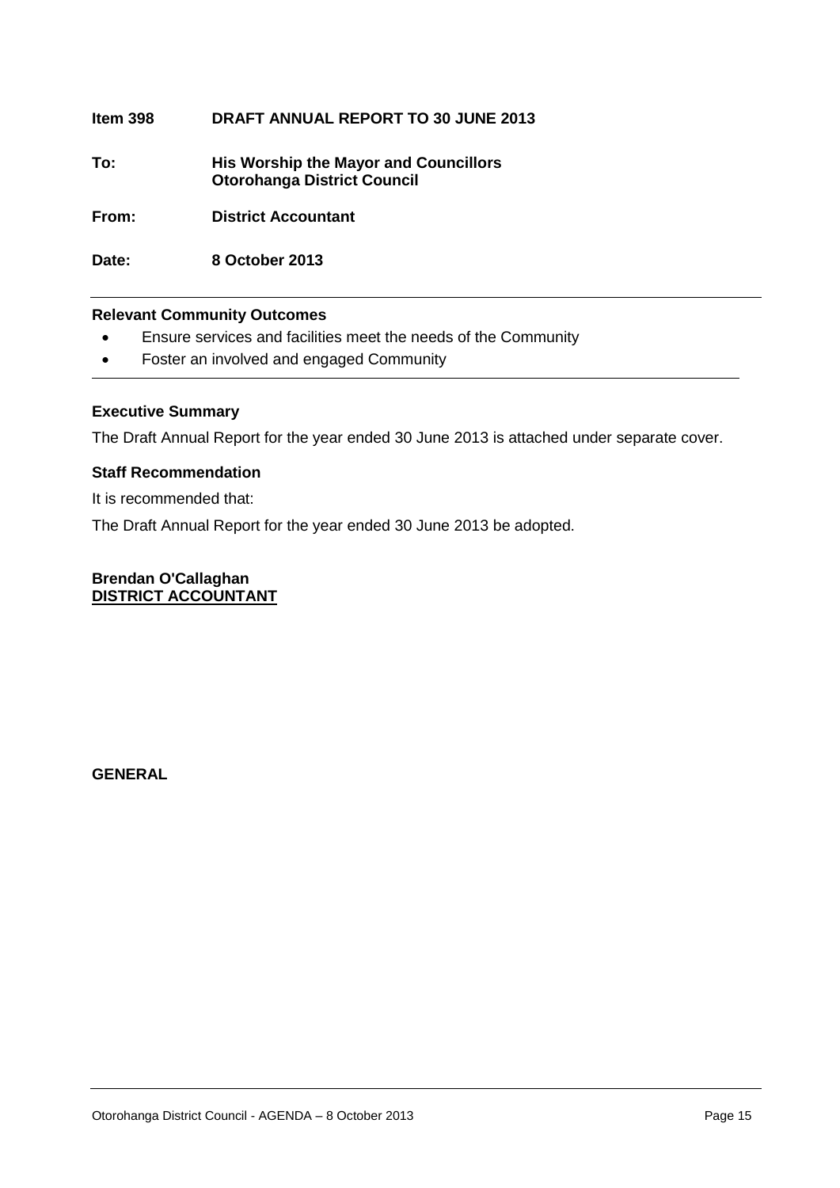**Item 398 DRAFT ANNUAL REPORT TO 30 JUNE 2013**

**To:** **His Worship the Mayor and Councillors**
**Otorohanga District Council**

**From:** **District Accountant**

**Date:** **8 October 2013**

---

### Relevant Community Outcomes

- Ensure services and facilities meet the needs of the Community
- Foster an involved and engaged Community

---

### Executive Summary

The Draft Annual Report for the year ended 30 June 2013 is attached under separate cover.

### Staff Recommendation

It is recommended that:

The Draft Annual Report for the year ended 30 June 2013 be adopted.

**Brendan O'Callaghan**
**DISTRICT ACCOUNTANT**

**GENERAL**